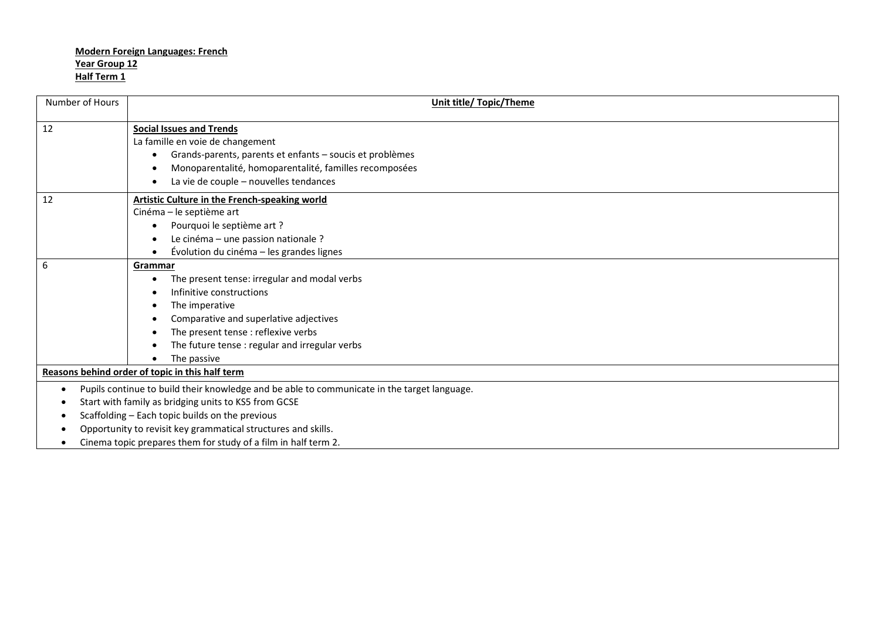**Modern Foreign Languages: French**
**Year Group 12**
**Half Term 1**

| Number of Hours | Unit title/ Topic/Theme |
|---|---|
| 12 | **Social Issues and Trends**<br>La famille en voie de changement<br>• Grands-parents, parents et enfants – soucis et problèmes<br>• Monoparentalité, homoparentalité, familles recomposées<br>• La vie de couple – nouvelles tendances |
| 12 | **Artistic Culture in the French-speaking world**<br>Cinéma – le septième art<br>• Pourquoi le septième art ?<br>• Le cinéma – une passion nationale ?<br>• Évolution du cinéma – les grandes lignes |
| 6 | **Grammar**<br>• The present tense: irregular and modal verbs<br>• Infinitive constructions<br>• The imperative<br>• Comparative and superlative adjectives<br>• The present tense : reflexive verbs<br>• The future tense : regular and irregular verbs<br>• The passive |

**Reasons behind order of topic in this half term**

- Pupils continue to build their knowledge and be able to communicate in the target language.
- Start with family as bridging units to KS5 from GCSE
- Scaffolding – Each topic builds on the previous
- Opportunity to revisit key grammatical structures and skills.
- Cinema topic prepares them for study of a film in half term 2.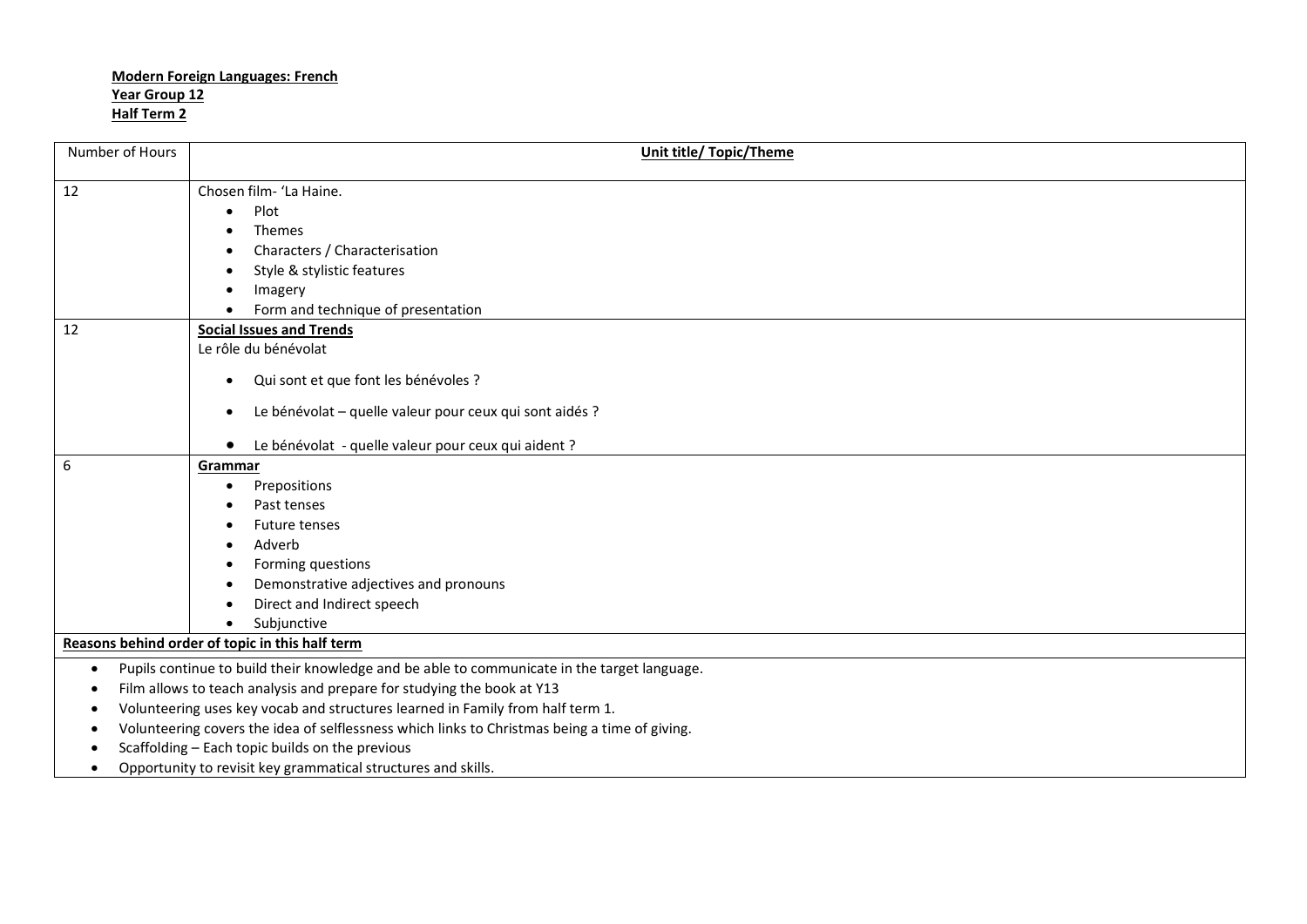**Modern Foreign Languages: French**
**Year Group 12**
**Half Term 2**

| Number of Hours | Unit title/ Topic/Theme |
|---|---|
| 12 | Chosen film- 'La Haine.<br>• Plot<br>• Themes<br>• Characters / Characterisation<br>• Style & stylistic features<br>• Imagery<br>• Form and technique of presentation |
| 12 | **Social Issues and Trends**<br>Le rôle du bénévolat<br>• Qui sont et que font les bénévoles ?<br>• Le bénévolat – quelle valeur pour ceux qui sont aidés ?<br>• Le bénévolat - quelle valeur pour ceux qui aident ? |
| 6 | **Grammar**<br>• Prepositions<br>• Past tenses<br>• Future tenses<br>• Adverb<br>• Forming questions<br>• Demonstrative adjectives and pronouns<br>• Direct and Indirect speech<br>• Subjunctive |

**Reasons behind order of topic in this half term**

- Pupils continue to build their knowledge and be able to communicate in the target language.
- Film allows to teach analysis and prepare for studying the book at Y13
- Volunteering uses key vocab and structures learned in Family from half term 1.
- Volunteering covers the idea of selflessness which links to Christmas being a time of giving.
- Scaffolding – Each topic builds on the previous
- Opportunity to revisit key grammatical structures and skills.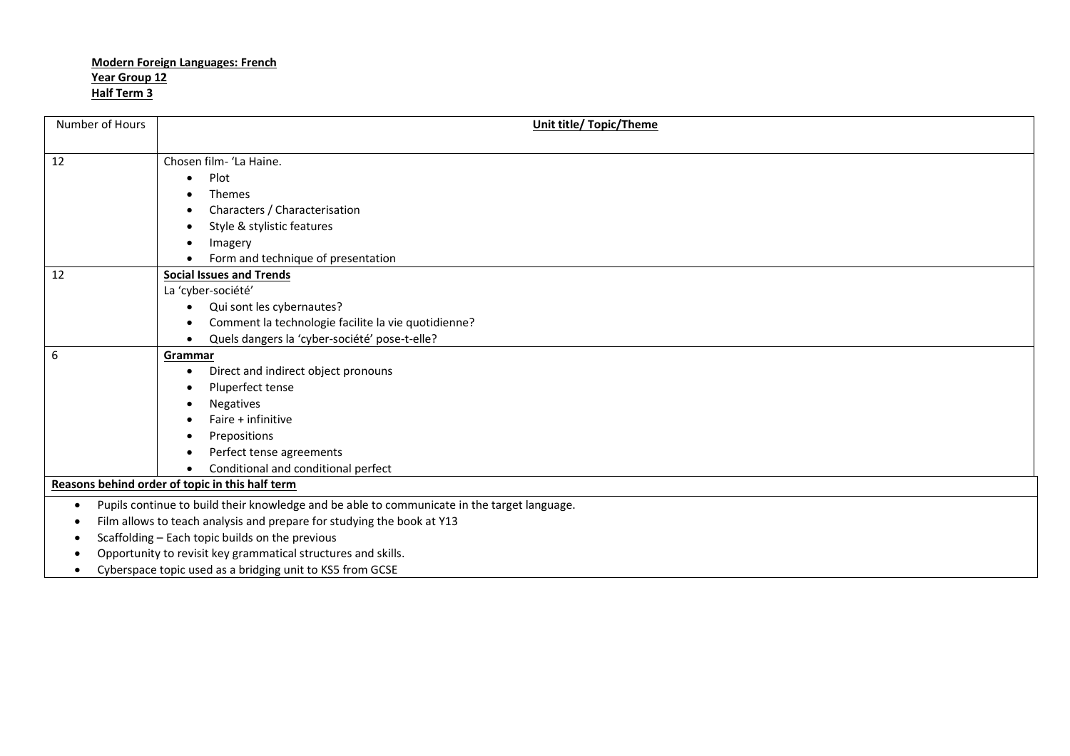**Modern Foreign Languages: French**
**Year Group 12**
**Half Term 3**

| Number of Hours | **Unit title/ Topic/Theme** |
|---|---|
| 12 | Chosen film- 'La Haine.'<br>• Plot<br>• Themes<br>• Characters / Characterisation<br>• Style & stylistic features<br>• Imagery<br>• Form and technique of presentation |
| 12 | **Social Issues and Trends**<br>La 'cyber-société'<br>• Qui sont les cybernautes?<br>• Comment la technologie facilite la vie quotidienne?<br>• Quels dangers la 'cyber-société' pose-t-elle? |
| 6 | **Grammar**<br>• Direct and indirect object pronouns<br>• Pluperfect tense<br>• Negatives<br>• Faire + infinitive<br>• Prepositions<br>• Perfect tense agreements<br>• Conditional and conditional perfect |

**Reasons behind order of topic in this half term**

- Pupils continue to build their knowledge and be able to communicate in the target language.
- Film allows to teach analysis and prepare for studying the book at Y13
- Scaffolding – Each topic builds on the previous
- Opportunity to revisit key grammatical structures and skills.
- Cyberspace topic used as a bridging unit to KS5 from GCSE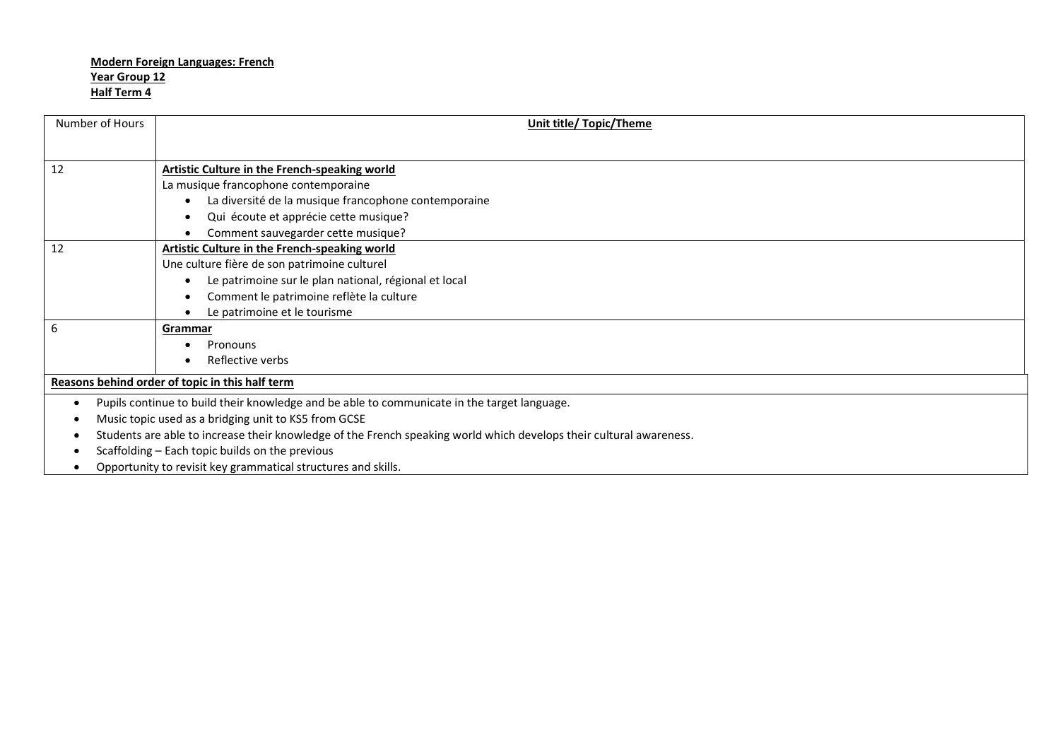**Modern Foreign Languages: French**
**Year Group 12**
**Half Term 4**

| Number of Hours | Unit title/ Topic/Theme |
|---|---|
| 12 | **Artistic Culture in the French-speaking world**<br>La musique francophone contemporaine<br>• La diversité de la musique francophone contemporaine<br>• Qui écoute et apprécie cette musique?<br>• Comment sauvegarder cette musique? |
| 12 | **Artistic Culture in the French-speaking world**<br>Une culture fière de son patrimoine culturel<br>• Le patrimoine sur le plan national, régional et local<br>• Comment le patrimoine reflète la culture<br>• Le patrimoine et le tourisme |
| 6 | **Grammar**<br>• Pronouns<br>• Reflective verbs |

**Reasons behind order of topic in this half term**

- Pupils continue to build their knowledge and be able to communicate in the target language.
- Music topic used as a bridging unit to KS5 from GCSE
- Students are able to increase their knowledge of the French speaking world which develops their cultural awareness.
- Scaffolding – Each topic builds on the previous
- Opportunity to revisit key grammatical structures and skills.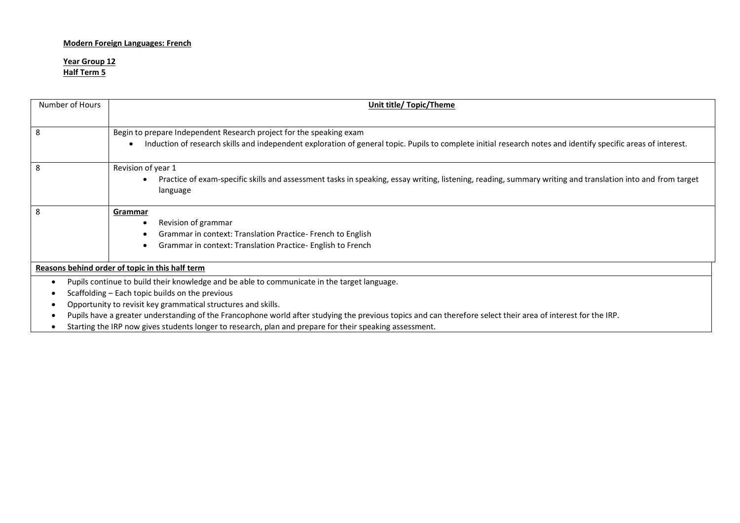**Modern Foreign Languages: French**

**Year Group 12**
**Half Term 5**

| Number of Hours | **Unit title/ Topic/Theme** |
|---|---|
| 8 | Begin to prepare Independent Research project for the speaking exam<br>• Induction of research skills and independent exploration of general topic. Pupils to complete initial research notes and identify specific areas of interest. |
| 8 | Revision of year 1<br>• Practice of exam-specific skills and assessment tasks in speaking, essay writing, listening, reading, summary writing and translation into and from target language |
| 8 | **Grammar**<br>• Revision of grammar<br>• Grammar in context: Translation Practice- French to English<br>• Grammar in context: Translation Practice- English to French |

**Reasons behind order of topic in this half term**

- Pupils continue to build their knowledge and be able to communicate in the target language.
- Scaffolding – Each topic builds on the previous
- Opportunity to revisit key grammatical structures and skills.
- Pupils have a greater understanding of the Francophone world after studying the previous topics and can therefore select their area of interest for the IRP.
- Starting the IRP now gives students longer to research, plan and prepare for their speaking assessment.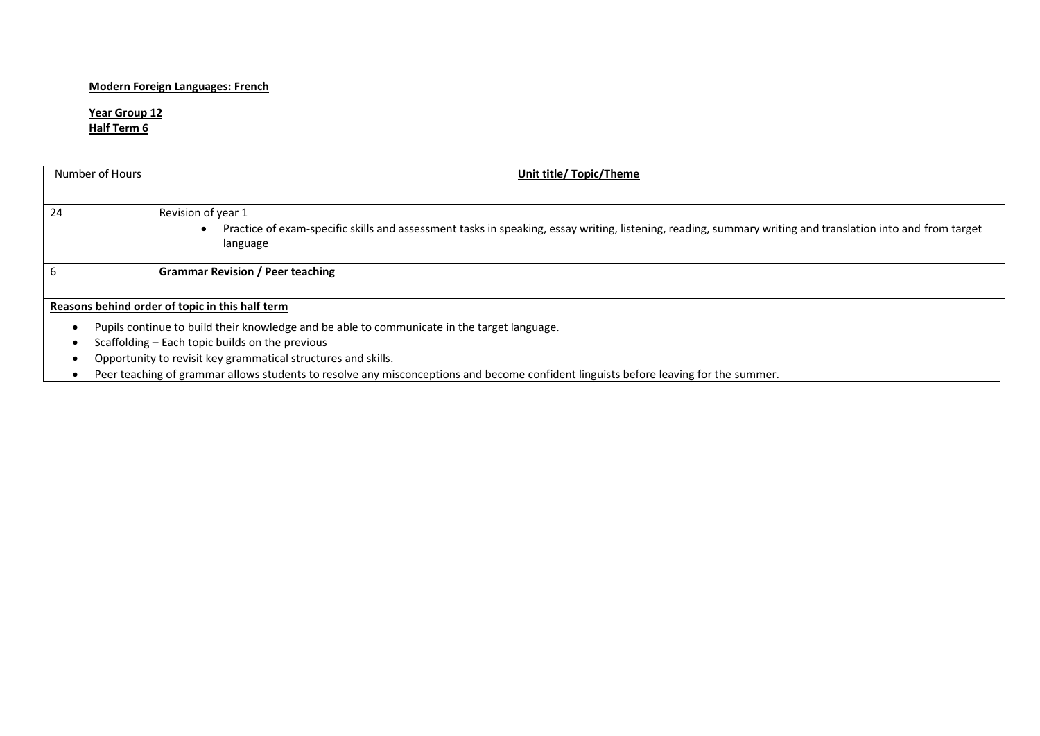**Modern Foreign Languages: French**

**Year Group 12**
**Half Term 6**

| Number of Hours | **Unit title/ Topic/Theme** |
|---|---|
| 24 | Revision of year 1<br>• Practice of exam-specific skills and assessment tasks in speaking, essay writing, listening, reading, summary writing and translation into and from target language |
| 6 | **Grammar Revision / Peer teaching** |

**Reasons behind order of topic in this half term**

- Pupils continue to build their knowledge and be able to communicate in the target language.
- Scaffolding – Each topic builds on the previous
- Opportunity to revisit key grammatical structures and skills.
- Peer teaching of grammar allows students to resolve any misconceptions and become confident linguists before leaving for the summer.